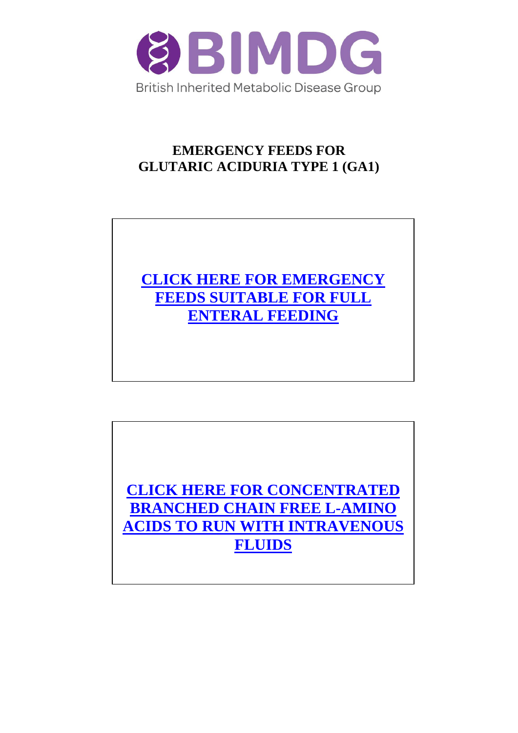BIMDG

British Inherited Metabolic Disease Group

# EMERGENCY FEEDS FOR GLUTARIC ACIDURIA TYPE 1 (GA1)

**CLICK HERE FOR EMERGENCY FEEDS SUITABLE FOR FULL ENTERAL FEEDING**

**CLICK HERE FOR CONCENTRATED BRANCHED CHAIN FREE L-AMINO ACIDS TO RUN WITH INTRAVENOUS FLUIDS**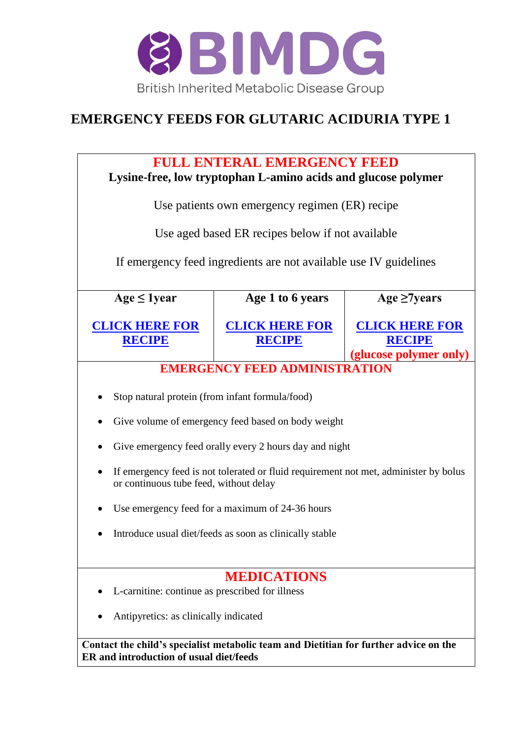BIMDG

British Inherited Metabolic Disease Group

# EMERGENCY FEEDS FOR GLUTARIC ACIDURIA TYPE 1

## FULL ENTERAL EMERGENCY FEED

**Lysine-free, low tryptophan L-amino acids and glucose polymer**

Use patients own emergency regimen (ER) recipe

Use aged based ER recipes below if not available

If emergency feed ingredients are not available use IV guidelines

| Age ≤ 1year | Age 1 to 6 years | Age ≥7years |
|---|---|---|
| **CLICK HERE FOR RECIPE** | **CLICK HERE FOR RECIPE** | **CLICK HERE FOR RECIPE** **(glucose polymer only)** |

## EMERGENCY FEED ADMINISTRATION

- Stop natural protein (from infant formula/food)
- Give volume of emergency feed based on body weight
- Give emergency feed orally every 2 hours day and night
- If emergency feed is not tolerated or fluid requirement not met, administer by bolus or continuous tube feed, without delay
- Use emergency feed for a maximum of 24-36 hours
- Introduce usual diet/feeds as soon as clinically stable

## MEDICATIONS

- L-carnitine: continue as prescribed for illness
- Antipyretics: as clinically indicated

**Contact the child's specialist metabolic team and Dietitian for further advice on the ER and introduction of usual diet/feeds**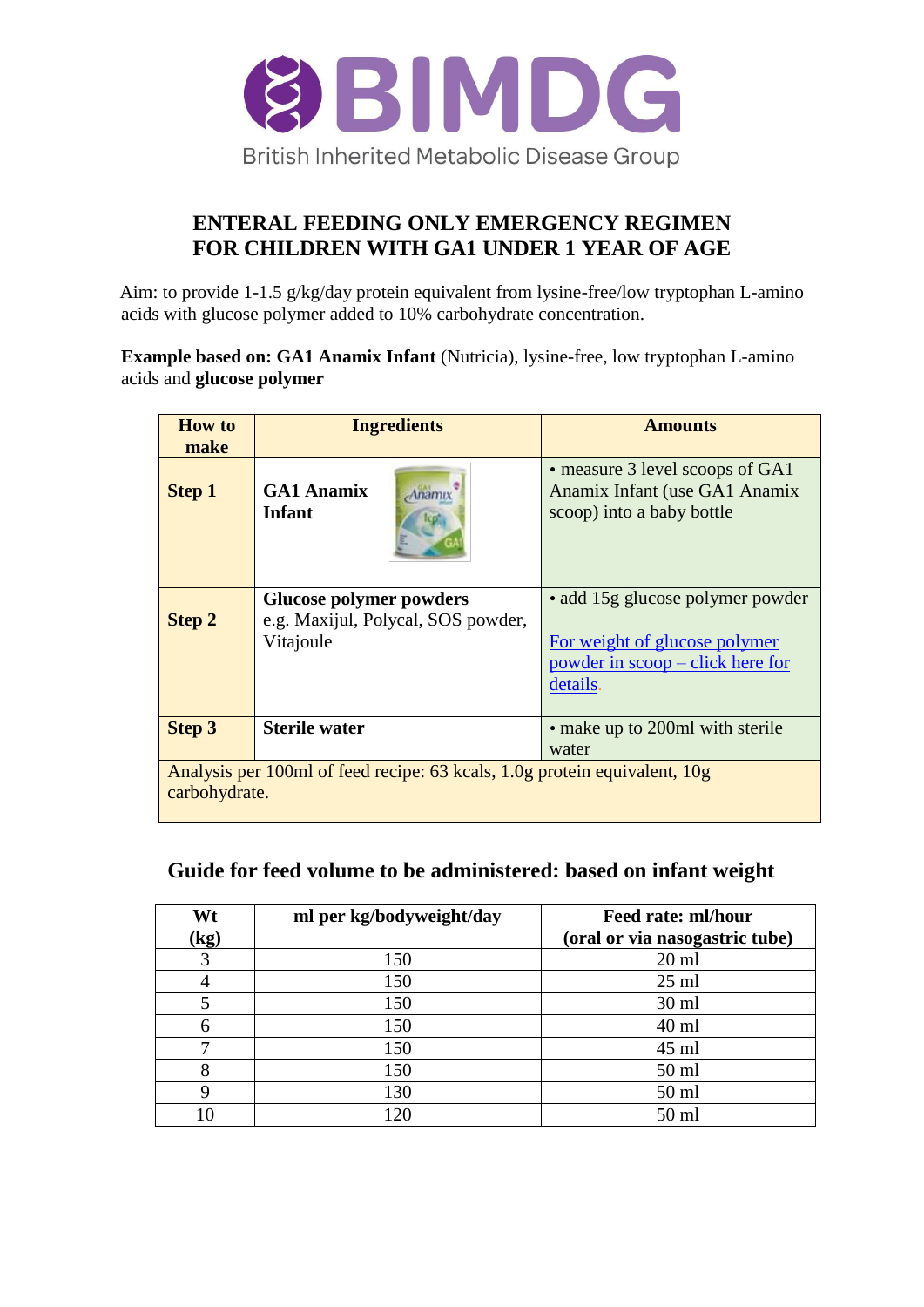# ENTERAL FEEDING ONLY EMERGENCY REGIMEN FOR CHILDREN WITH GA1 UNDER 1 YEAR OF AGE

Aim: to provide 1-1.5 g/kg/day protein equivalent from lysine-free/low tryptophan L-amino acids with glucose polymer added to 10% carbohydrate concentration.

**Example based on: GA1 Anamix Infant** (Nutricia), lysine-free, low tryptophan L-amino acids and **glucose polymer**

| How to make | Ingredients | Amounts |
|---|---|---|
| **Step 1** | **GA1 Anamix Infant** | • measure 3 level scoops of GA1 Anamix Infant (use GA1 Anamix scoop) into a baby bottle |
| **Step 2** | **Glucose polymer powders** e.g. Maxijul, Polycal, SOS powder, Vitajoule | • add 15g glucose polymer powder<br><br>For weight of glucose polymer powder in scoop – click here for details. |
| **Step 3** | **Sterile water** | • make up to 200ml with sterile water |
| Analysis per 100ml of feed recipe: 63 kcals, 1.0g protein equivalent, 10g carbohydrate. | | |

## Guide for feed volume to be administered: based on infant weight

| Wt (kg) | ml per kg/bodyweight/day | Feed rate: ml/hour (oral or via nasogastric tube) |
|---|---|---|
| 3 | 150 | 20 ml |
| 4 | 150 | 25 ml |
| 5 | 150 | 30 ml |
| 6 | 150 | 40 ml |
| 7 | 150 | 45 ml |
| 8 | 150 | 50 ml |
| 9 | 130 | 50 ml |
| 10 | 120 | 50 ml |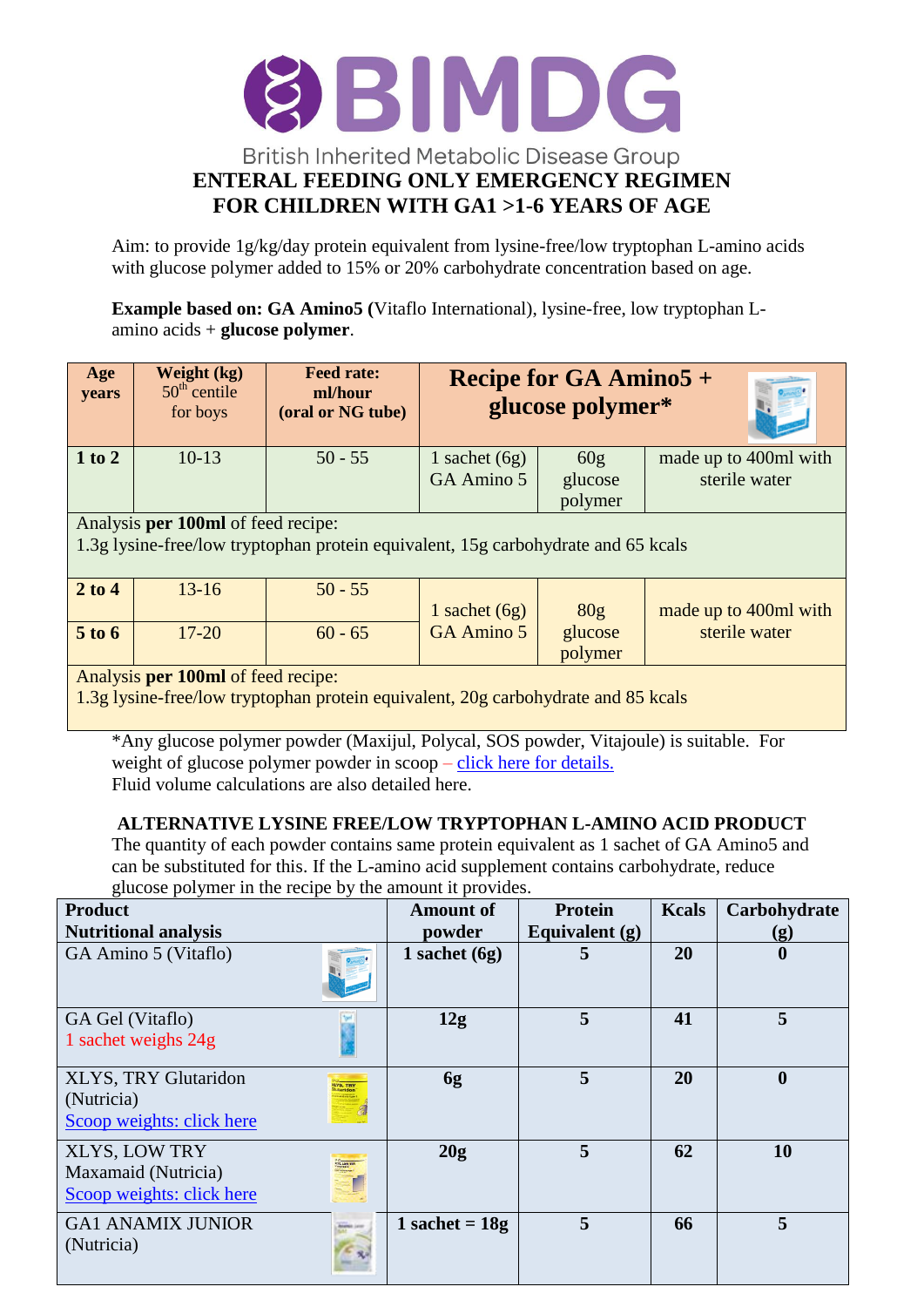# BIMDG

British Inherited Metabolic Disease Group

## ENTERAL FEEDING ONLY EMERGENCY REGIMEN FOR CHILDREN WITH GA1 >1-6 YEARS OF AGE

Aim: to provide 1g/kg/day protein equivalent from lysine-free/low tryptophan L-amino acids with glucose polymer added to 15% or 20% carbohydrate concentration based on age.

**Example based on: GA Amino5 (**Vitaflo International), lysine-free, low tryptophan L-amino acids + **glucose polymer**.

| Age years | Weight (kg) 50th centile for boys | Feed rate: ml/hour (oral or NG tube) | Recipe for GA Amino5 + glucose polymer* | | |
|---|---|---|---|---|---|
| **1 to 2** | 10-13 | 50 - 55 | 1 sachet (6g) GA Amino 5 | 60g glucose polymer | made up to 400ml with sterile water |
| Analysis **per 100ml** of feed recipe: 1.3g lysine-free/low tryptophan protein equivalent, 15g carbohydrate and 65 kcals | | | | | |
| **2 to 4** | 13-16 | 50 - 55 | 1 sachet (6g) GA Amino 5 | 80g glucose polymer | made up to 400ml with sterile water |
| **5 to 6** | 17-20 | 60 - 65 | | | |
| Analysis **per 100ml** of feed recipe: 1.3g lysine-free/low tryptophan protein equivalent, 20g carbohydrate and 85 kcals | | | | | |

*Any glucose polymer powder (Maxijul, Polycal, SOS powder, Vitajoule) is suitable. For weight of glucose polymer powder in scoop – click here for details.
Fluid volume calculations are also detailed here.

### ALTERNATIVE LYSINE FREE/LOW TRYPTOPHAN L-AMINO ACID PRODUCT

The quantity of each powder contains same protein equivalent as 1 sachet of GA Amino5 and can be substituted for this. If the L-amino acid supplement contains carbohydrate, reduce glucose polymer in the recipe by the amount it provides.

| Product Nutritional analysis | Amount of powder | Protein Equivalent (g) | Kcals | Carbohydrate (g) |
|---|---|---|---|---|
| GA Amino 5 (Vitaflo) | **1 sachet (6g)** | **5** | **20** | **0** |
| GA Gel (Vitaflo) 1 sachet weighs 24g | **12g** | **5** | **41** | **5** |
| XLYS, TRY Glutaridon (Nutricia) Scoop weights: click here | **6g** | **5** | **20** | **0** |
| XLYS, LOW TRY Maxamaid (Nutricia) Scoop weights: click here | **20g** | **5** | **62** | **10** |
| GA1 ANAMIX JUNIOR (Nutricia) | **1 sachet = 18g** | **5** | **66** | **5** |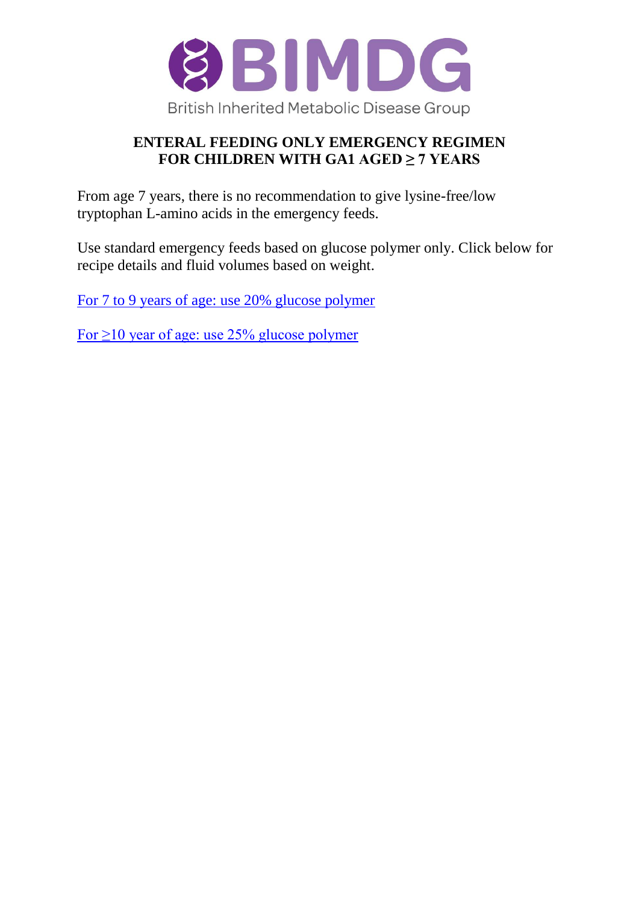BIMDG
British Inherited Metabolic Disease Group

# ENTERAL FEEDING ONLY EMERGENCY REGIMEN FOR CHILDREN WITH GA1 AGED ≥ 7 YEARS

From age 7 years, there is no recommendation to give lysine-free/low tryptophan L-amino acids in the emergency feeds.

Use standard emergency feeds based on glucose polymer only. Click below for recipe details and fluid volumes based on weight.

For 7 to 9 years of age: use 20% glucose polymer

For ≥10 year of age: use 25% glucose polymer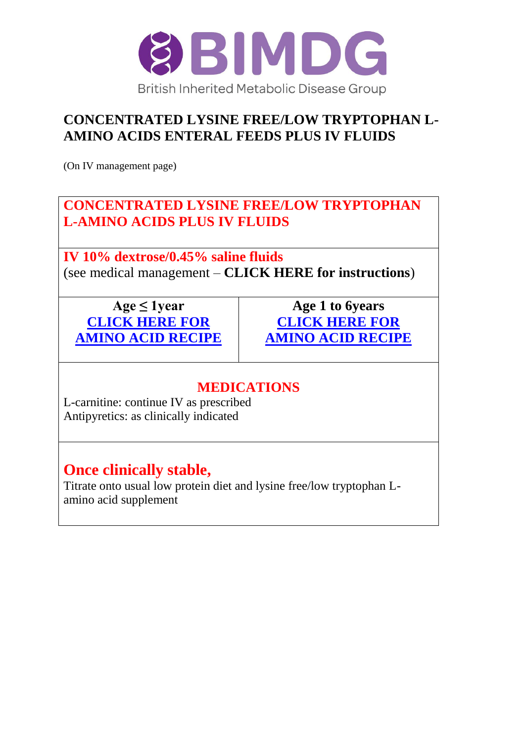BIMDG

British Inherited Metabolic Disease Group

# CONCENTRATED LYSINE FREE/LOW TRYPTOPHAN L-AMINO ACIDS ENTERAL FEEDS PLUS IV FLUIDS

(On IV management page)

| CONCENTRATED LYSINE FREE/LOW TRYPTOPHAN L-AMINO ACIDS PLUS IV FLUIDS | |
|---|---|
| **IV 10% dextrose/0.45% saline fluids**<br>(see medical management – **CLICK HERE for instructions**) | |
| **Age ≤ 1year**<br>**CLICK HERE FOR AMINO ACID RECIPE** | **Age 1 to 6years**<br>**CLICK HERE FOR AMINO ACID RECIPE** |
| **MEDICATIONS**<br>L-carnitine: continue IV as prescribed<br>Antipyretics: as clinically indicated | |
| **Once clinically stable,**<br>Titrate onto usual low protein diet and lysine free/low tryptophan L-amino acid supplement | |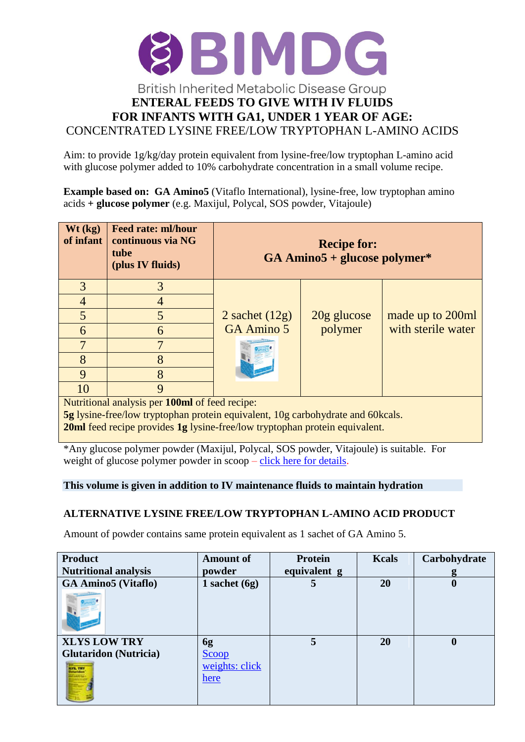# BIMDG

British Inherited Metabolic Disease Group

## ENTERAL FEEDS TO GIVE WITH IV FLUIDS FOR INFANTS WITH GA1, UNDER 1 YEAR OF AGE:

CONCENTRATED LYSINE FREE/LOW TRYPTOPHAN L-AMINO ACIDS

Aim: to provide 1g/kg/day protein equivalent from lysine-free/low tryptophan L-amino acid with glucose polymer added to 10% carbohydrate concentration in a small volume recipe.

**Example based on: GA Amino5** (Vitaflo International), lysine-free, low tryptophan amino acids **+ glucose polymer** (e.g. Maxijul, Polycal, SOS powder, Vitajoule)

| Wt (kg) of infant | Feed rate: ml/hour continuous via NG tube (plus IV fluids) | Recipe for: GA Amino5 + glucose polymer* | | |
|---|---|---|---|---|
| 3 | 3 | 2 sachet (12g) GA Amino 5 | 20g glucose polymer | made up to 200ml with sterile water |
| 4 | 4 | | | |
| 5 | 5 | | | |
| 6 | 6 | | | |
| 7 | 7 | | | |
| 8 | 8 | | | |
| 9 | 8 | | | |
| 10 | 9 | | | |

Nutritional analysis per **100ml** of feed recipe:
**5g** lysine-free/low tryptophan protein equivalent, 10g carbohydrate and 60kcals.
**20ml** feed recipe provides **1g** lysine-free/low tryptophan protein equivalent.

*Any glucose polymer powder (Maxijul, Polycal, SOS powder, Vitajoule) is suitable. For weight of glucose polymer powder in scoop – click here for details.

**This volume is given in addition to IV maintenance fluids to maintain hydration**

### ALTERNATIVE LYSINE FREE/LOW TRYPTOPHAN L-AMINO ACID PRODUCT

Amount of powder contains same protein equivalent as 1 sachet of GA Amino 5.

| Product Nutritional analysis | Amount of powder | Protein equivalent g | Kcals | Carbohydrate g |
|---|---|---|---|---|
| **GA Amino5 (Vitaflo)** | **1 sachet (6g)** | **5** | **20** | **0** |
| **XLYS LOW TRY Glutaridon (Nutricia)** | **6g** Scoop weights: click here | **5** | **20** | **0** |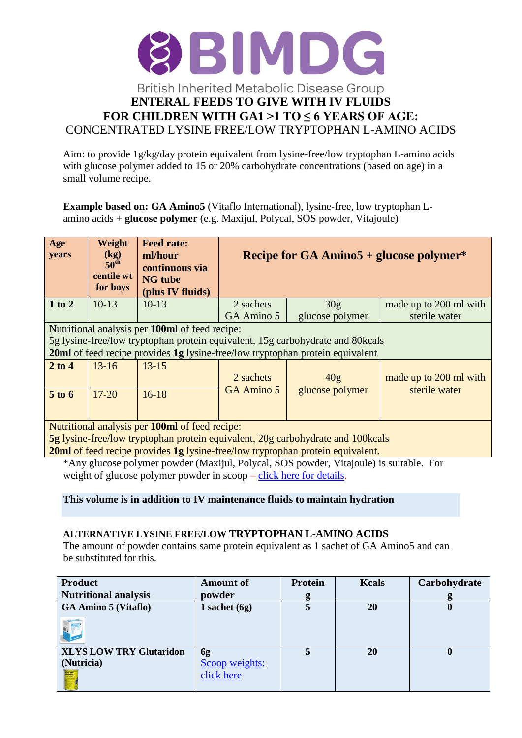# BIMDG

British Inherited Metabolic Disease Group

## ENTERAL FEEDS TO GIVE WITH IV FLUIDS FOR CHILDREN WITH GA1 >1 TO ≤ 6 YEARS OF AGE:

CONCENTRATED LYSINE FREE/LOW TRYPTOPHAN L-AMINO ACIDS

Aim: to provide 1g/kg/day protein equivalent from lysine-free/low tryptophan L-amino acids with glucose polymer added to 15 or 20% carbohydrate concentrations (based on age) in a small volume recipe.

**Example based on: GA Amino5** (Vitaflo International), lysine-free, low tryptophan L-amino acids + **glucose polymer** (e.g. Maxijul, Polycal, SOS powder, Vitajoule)

| Age years | Weight (kg) 50th centile wt for boys | Feed rate: ml/hour continuous via NG tube (plus IV fluids) | Recipe for GA Amino5 + glucose polymer* | | |
|---|---|---|---|---|---|
| **1 to 2** | 10-13 | 10-13 | 2 sachets GA Amino 5 | 30g glucose polymer | made up to 200 ml with sterile water |
| Nutritional analysis per **100ml** of feed recipe: 5g lysine-free/low tryptophan protein equivalent, 15g carbohydrate and 80kcals **20ml** of feed recipe provides **1g** lysine-free/low tryptophan protein equivalent | | | | | |
| **2 to 4** | 13-16 | 13-15 | 2 sachets GA Amino 5 | 40g glucose polymer | made up to 200 ml with sterile water |
| **5 to 6** | 17-20 | 16-18 | | | |
| Nutritional analysis per **100ml** of feed recipe: **5g** lysine-free/low tryptophan protein equivalent, 20g carbohydrate and 100kcals **20ml** of feed recipe provides **1g** lysine-free/low tryptophan protein equivalent. | | | | | |

*Any glucose polymer powder (Maxijul, Polycal, SOS powder, Vitajoule) is suitable. For weight of glucose polymer powder in scoop – click here for details.

**This volume is in addition to IV maintenance fluids to maintain hydration**

### ALTERNATIVE LYSINE FREE/LOW TRYPTOPHAN L-AMINO ACIDS

The amount of powder contains same protein equivalent as 1 sachet of GA Amino5 and can be substituted for this.

| Product Nutritional analysis | Amount of powder | Protein g | Kcals | Carbohydrate g |
|---|---|---|---|---|
| **GA Amino 5 (Vitaflo)** | **1 sachet (6g)** | **5** | **20** | **0** |
| **XLYS LOW TRY Glutaridon (Nutricia)** | **6g** Scoop weights: click here | **5** | **20** | **0** |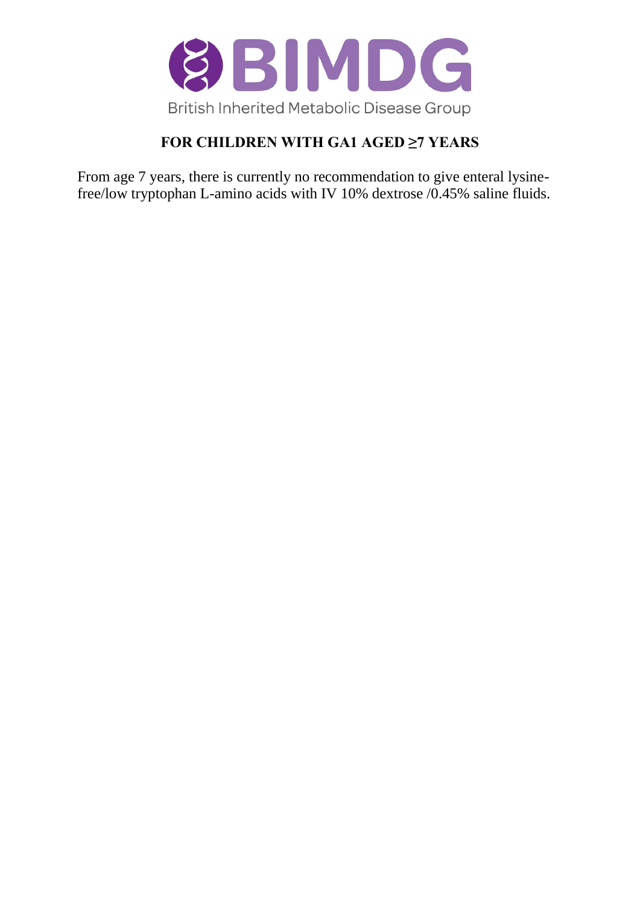## FOR CHILDREN WITH GA1 AGED ≥7 YEARS

From age 7 years, there is currently no recommendation to give enteral lysine-free/low tryptophan L-amino acids with IV 10% dextrose /0.45% saline fluids.